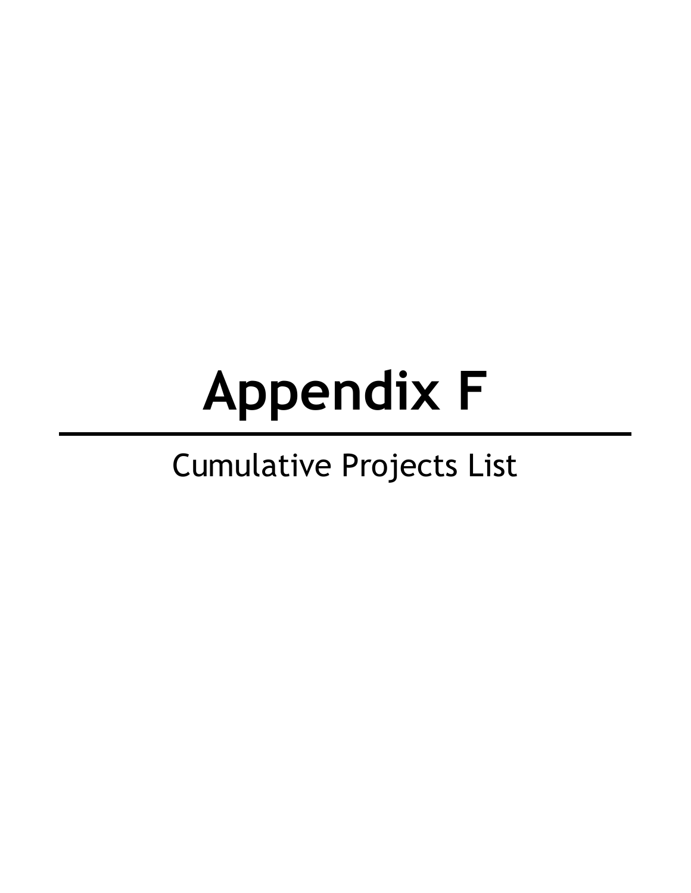# Appendix F

Cumulative Projects List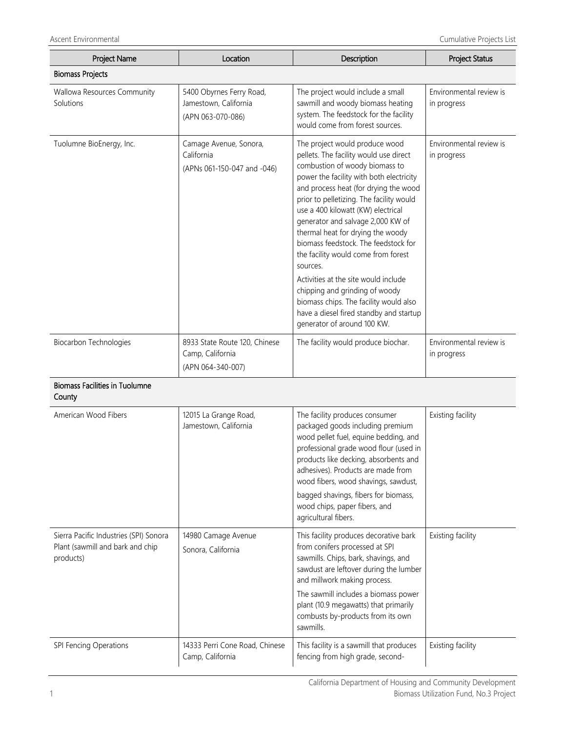| Project Name | Location | Description | Project Status |
|---|---|---|---|
| **Biomass Projects** | | | |
| Wallowa Resources Community Solutions | 5400 Obyrnes Ferry Road, Jamestown, California (APN 063-070-086) | The project would include a small sawmill and woody biomass heating system. The feedstock for the facility would come from forest sources. | Environmental review is in progress |
| Tuolumne BioEnergy, Inc. | Camage Avenue, Sonora, California (APNs 061-150-047 and -046) | The project would produce wood pellets. The facility would use direct combustion of woody biomass to power the facility with both electricity and process heat (for drying the wood prior to pelletizing. The facility would use a 400 kilowatt (KW) electrical generator and salvage 2,000 KW of thermal heat for drying the woody biomass feedstock. The feedstock for the facility would come from forest sources. Activities at the site would include chipping and grinding of woody biomass chips. The facility would also have a diesel fired standby and startup generator of around 100 KW. | Environmental review is in progress |
| Biocarbon Technologies | 8933 State Route 120, Chinese Camp, California (APN 064-340-007) | The facility would produce biochar. | Environmental review is in progress |
| **Biomass Facilities in Tuolumne County** | | | |
| American Wood Fibers | 12015 La Grange Road, Jamestown, California | The facility produces consumer packaged goods including premium wood pellet fuel, equine bedding, and professional grade wood flour (used in products like decking, absorbents and adhesives). Products are made from wood fibers, wood shavings, sawdust, bagged shavings, fibers for biomass, wood chips, paper fibers, and agricultural fibers. | Existing facility |
| Sierra Pacific Industries (SPI) Sonora Plant (sawmill and bark and chip products) | 14980 Camage Avenue Sonora, California | This facility produces decorative bark from conifers processed at SPI sawmills. Chips, bark, shavings, and sawdust are leftover during the lumber and millwork making process. The sawmill includes a biomass power plant (10.9 megawatts) that primarily combusts by-products from its own sawmills. | Existing facility |
| SPI Fencing Operations | 14333 Perri Cone Road, Chinese Camp, California | This facility is a sawmill that produces fencing from high grade, second- | Existing facility |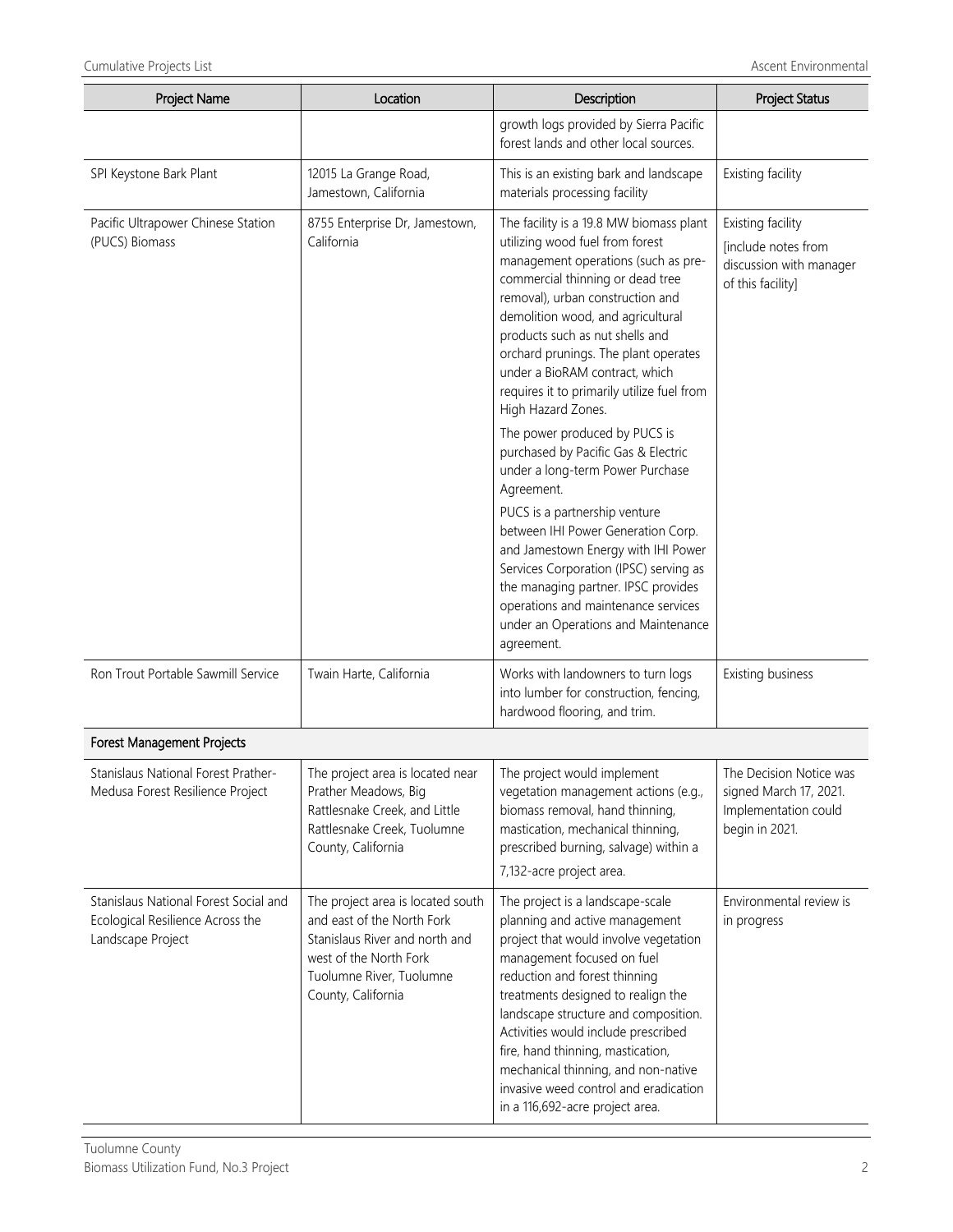| Project Name | Location | Description | Project Status |
|---|---|---|---|
| | | growth logs provided by Sierra Pacific forest lands and other local sources. | |
| SPI Keystone Bark Plant | 12015 La Grange Road, Jamestown, California | This is an existing bark and landscape materials processing facility | Existing facility |
| Pacific Ultrapower Chinese Station (PUCS) Biomass | 8755 Enterprise Dr, Jamestown, California | The facility is a 19.8 MW biomass plant utilizing wood fuel from forest management operations (such as pre-commercial thinning or dead tree removal), urban construction and demolition wood, and agricultural products such as nut shells and orchard prunings. The plant operates under a BioRAM contract, which requires it to primarily utilize fuel from High Hazard Zones. The power produced by PUCS is purchased by Pacific Gas & Electric under a long-term Power Purchase Agreement. PUCS is a partnership venture between IHI Power Generation Corp. and Jamestown Energy with IHI Power Services Corporation (IPSC) serving as the managing partner. IPSC provides operations and maintenance services under an Operations and Maintenance agreement. | Existing facility [include notes from discussion with manager of this facility] |
| Ron Trout Portable Sawmill Service | Twain Harte, California | Works with landowners to turn logs into lumber for construction, fencing, hardwood flooring, and trim. | Existing business |
| **Forest Management Projects** | | | |
| Stanislaus National Forest Prather-Medusa Forest Resilience Project | The project area is located near Prather Meadows, Big Rattlesnake Creek, and Little Rattlesnake Creek, Tuolumne County, California | The project would implement vegetation management actions (e.g., biomass removal, hand thinning, mastication, mechanical thinning, prescribed burning, salvage) within a 7,132-acre project area. | The Decision Notice was signed March 17, 2021. Implementation could begin in 2021. |
| Stanislaus National Forest Social and Ecological Resilience Across the Landscape Project | The project area is located south and east of the North Fork Stanislaus River and north and west of the North Fork Tuolumne River, Tuolumne County, California | The project is a landscape-scale planning and active management project that would involve vegetation management focused on fuel reduction and forest thinning treatments designed to realign the landscape structure and composition. Activities would include prescribed fire, hand thinning, mastication, mechanical thinning, and non-native invasive weed control and eradication in a 116,692-acre project area. | Environmental review is in progress |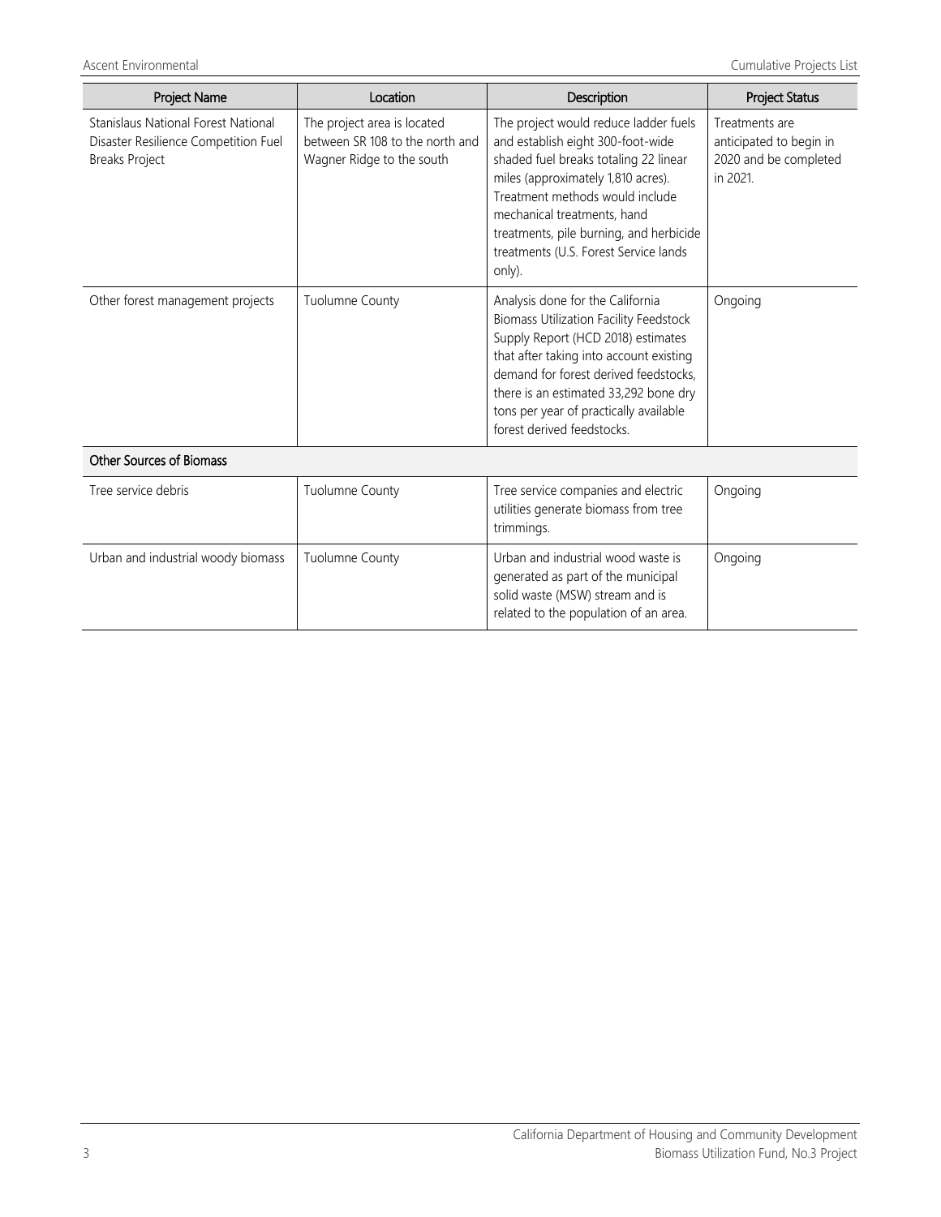| Project Name | Location | Description | Project Status |
|---|---|---|---|
| Stanislaus National Forest National Disaster Resilience Competition Fuel Breaks Project | The project area is located between SR 108 to the north and Wagner Ridge to the south | The project would reduce ladder fuels and establish eight 300-foot-wide shaded fuel breaks totaling 22 linear miles (approximately 1,810 acres). Treatment methods would include mechanical treatments, hand treatments, pile burning, and herbicide treatments (U.S. Forest Service lands only). | Treatments are anticipated to begin in 2020 and be completed in 2021. |
| Other forest management projects | Tuolumne County | Analysis done for the California Biomass Utilization Facility Feedstock Supply Report (HCD 2018) estimates that after taking into account existing demand for forest derived feedstocks, there is an estimated 33,292 bone dry tons per year of practically available forest derived feedstocks. | Ongoing |
| **Other Sources of Biomass** | | | |
| Tree service debris | Tuolumne County | Tree service companies and electric utilities generate biomass from tree trimmings. | Ongoing |
| Urban and industrial woody biomass | Tuolumne County | Urban and industrial wood waste is generated as part of the municipal solid waste (MSW) stream and is related to the population of an area. | Ongoing |